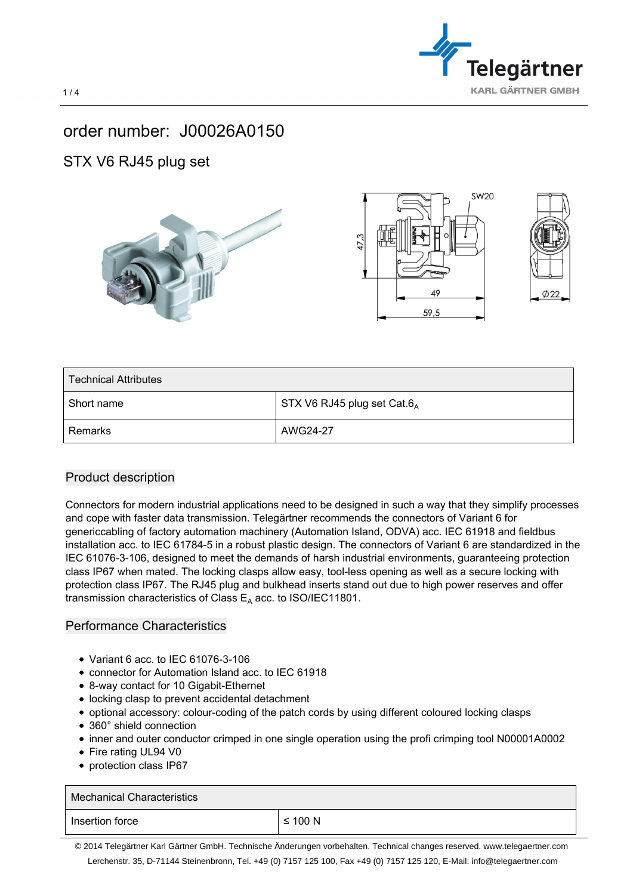# order number: J00026A0150

## STX V6 RJ45 plug set

| Technical Attributes | |
|---|---|
| Short name | STX V6 RJ45 plug set Cat.$6_A$ |
| Remarks | AWG24-27 |

## Product description

Connectors for modern industrial applications need to be designed in such a way that they simplify processes and cope with faster data transmission. Telegärtner recommends the connectors of Variant 6 for genericcabling of factory automation machinery (Automation Island, ODVA) acc. IEC 61918 and fieldbus installation acc. to IEC 61784-5 in a robust plastic design. The connectors of Variant 6 are standardized in the IEC 61076-3-106, designed to meet the demands of harsh industrial environments, guaranteeing protection class IP67 when mated. The locking clasps allow easy, tool-less opening as well as a secure locking with protection class IP67. The RJ45 plug and bulkhead inserts stand out due to high power reserves and offer transmission characteristics of Class $E_A$ acc. to ISO/IEC11801.

## Performance Characteristics

- Variant 6 acc. to IEC 61076-3-106
- connector for Automation Island acc. to IEC 61918
- 8-way contact for 10 Gigabit-Ethernet
- locking clasp to prevent accidental detachment
- optional accessory: colour-coding of the patch cords by using different coloured locking clasps
- 360° shield connection
- inner and outer conductor crimped in one single operation using the profi crimping tool N00001A0002
- Fire rating UL94 V0
- protection class IP67

| Mechanical Characteristics | |
|---|---|
| Insertion force | ≤ 100 N |

© 2014 Telegärtner Karl Gärtner GmbH. Technische Änderungen vorbehalten. Technical changes reserved. www.telegaertner.com
Lerchenstr. 35, D-71144 Steinenbronn, Tel. +49 (0) 7157 125 100, Fax +49 (0) 7157 125 120, E-Mail: info@telegaertner.com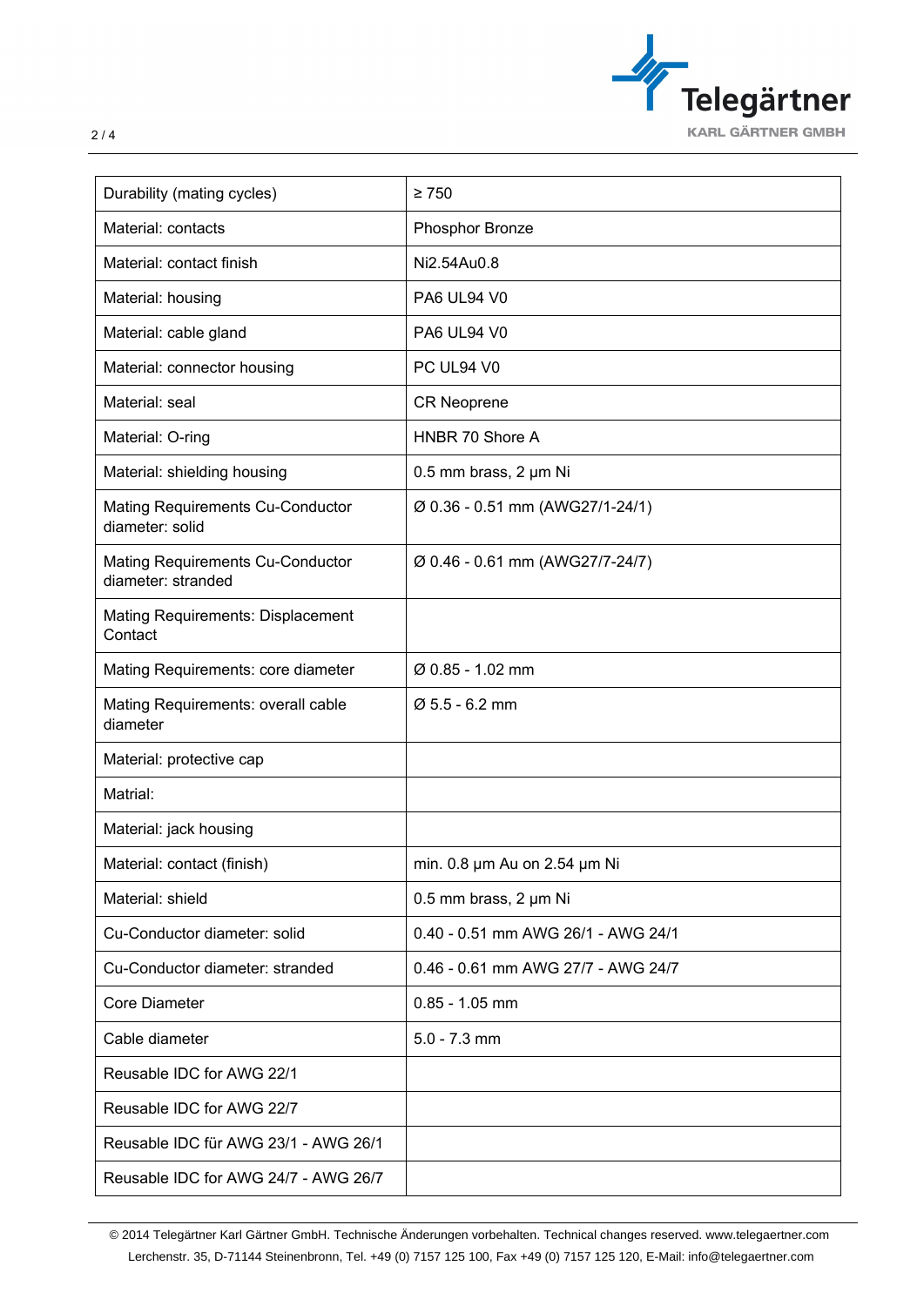| | |
|---|---|
| Durability (mating cycles) | ≥ 750 |
| Material: contacts | Phosphor Bronze |
| Material: contact finish | Ni2.54Au0.8 |
| Material: housing | PA6 UL94 V0 |
| Material: cable gland | PA6 UL94 V0 |
| Material: connector housing | PC UL94 V0 |
| Material: seal | CR Neoprene |
| Material: O-ring | HNBR 70 Shore A |
| Material: shielding housing | 0.5 mm brass, 2 µm Ni |
| Mating Requirements Cu-Conductor diameter: solid | Ø 0.36 - 0.51 mm (AWG27/1-24/1) |
| Mating Requirements Cu-Conductor diameter: stranded | Ø 0.46 - 0.61 mm (AWG27/7-24/7) |
| Mating Requirements: Displacement Contact | |
| Mating Requirements: core diameter | Ø 0.85 - 1.02 mm |
| Mating Requirements: overall cable diameter | Ø 5.5 - 6.2 mm |
| Material: protective cap | |
| Matrial: | |
| Material: jack housing | |
| Material: contact (finish) | min. 0.8 µm Au on 2.54 µm Ni |
| Material: shield | 0.5 mm brass, 2 µm Ni |
| Cu-Conductor diameter: solid | 0.40 - 0.51 mm AWG 26/1 - AWG 24/1 |
| Cu-Conductor diameter: stranded | 0.46 - 0.61 mm AWG 27/7 - AWG 24/7 |
| Core Diameter | 0.85 - 1.05 mm |
| Cable diameter | 5.0 - 7.3 mm |
| Reusable IDC for AWG 22/1 | |
| Reusable IDC for AWG 22/7 | |
| Reusable IDC für AWG 23/1 - AWG 26/1 | |
| Reusable IDC for AWG 24/7 - AWG 26/7 | |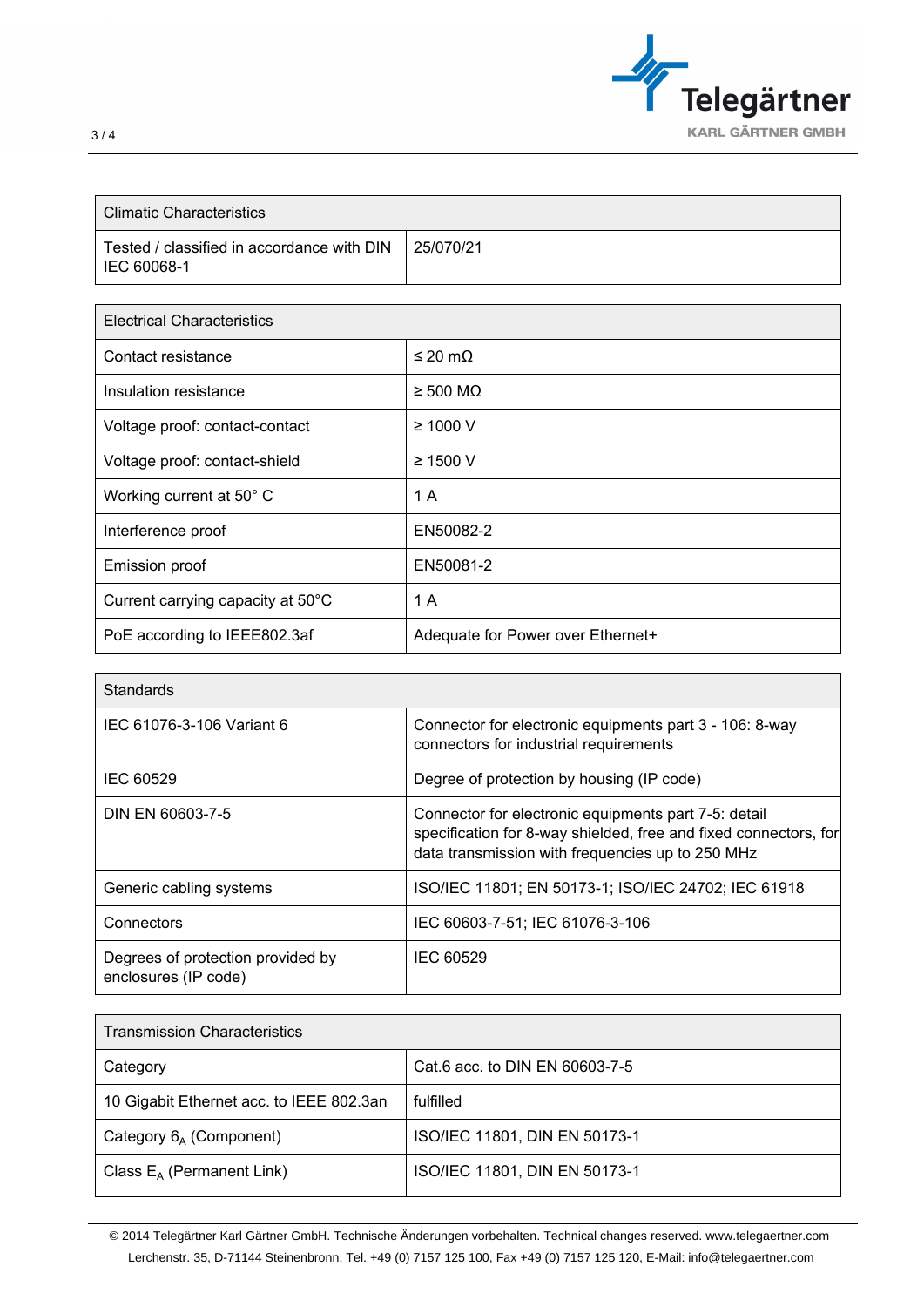| Climatic Characteristics | |
|---|---|
| Tested / classified in accordance with DIN IEC 60068-1 | 25/070/21 |

| Electrical Characteristics | |
|---|---|
| Contact resistance | ≤ 20 mΩ |
| Insulation resistance | ≥ 500 MΩ |
| Voltage proof: contact-contact | ≥ 1000 V |
| Voltage proof: contact-shield | ≥ 1500 V |
| Working current at 50° C | 1 A |
| Interference proof | EN50082-2 |
| Emission proof | EN50081-2 |
| Current carrying capacity at 50°C | 1 A |
| PoE according to IEEE802.3af | Adequate for Power over Ethernet+ |

| Standards | |
|---|---|
| IEC 61076-3-106 Variant 6 | Connector for electronic equipments part 3 - 106: 8-way connectors for industrial requirements |
| IEC 60529 | Degree of protection by housing (IP code) |
| DIN EN 60603-7-5 | Connector for electronic equipments part 7-5: detail specification for 8-way shielded, free and fixed connectors, for data transmission with frequencies up to 250 MHz |
| Generic cabling systems | ISO/IEC 11801; EN 50173-1; ISO/IEC 24702; IEC 61918 |
| Connectors | IEC 60603-7-51; IEC 61076-3-106 |
| Degrees of protection provided by enclosures (IP code) | IEC 60529 |

| Transmission Characteristics | |
|---|---|
| Category | Cat.6 acc. to DIN EN 60603-7-5 |
| 10 Gigabit Ethernet acc. to IEEE 802.3an | fulfilled |
| Category $6_A$ (Component) | ISO/IEC 11801, DIN EN 50173-1 |
| Class $E_A$ (Permanent Link) | ISO/IEC 11801, DIN EN 50173-1 |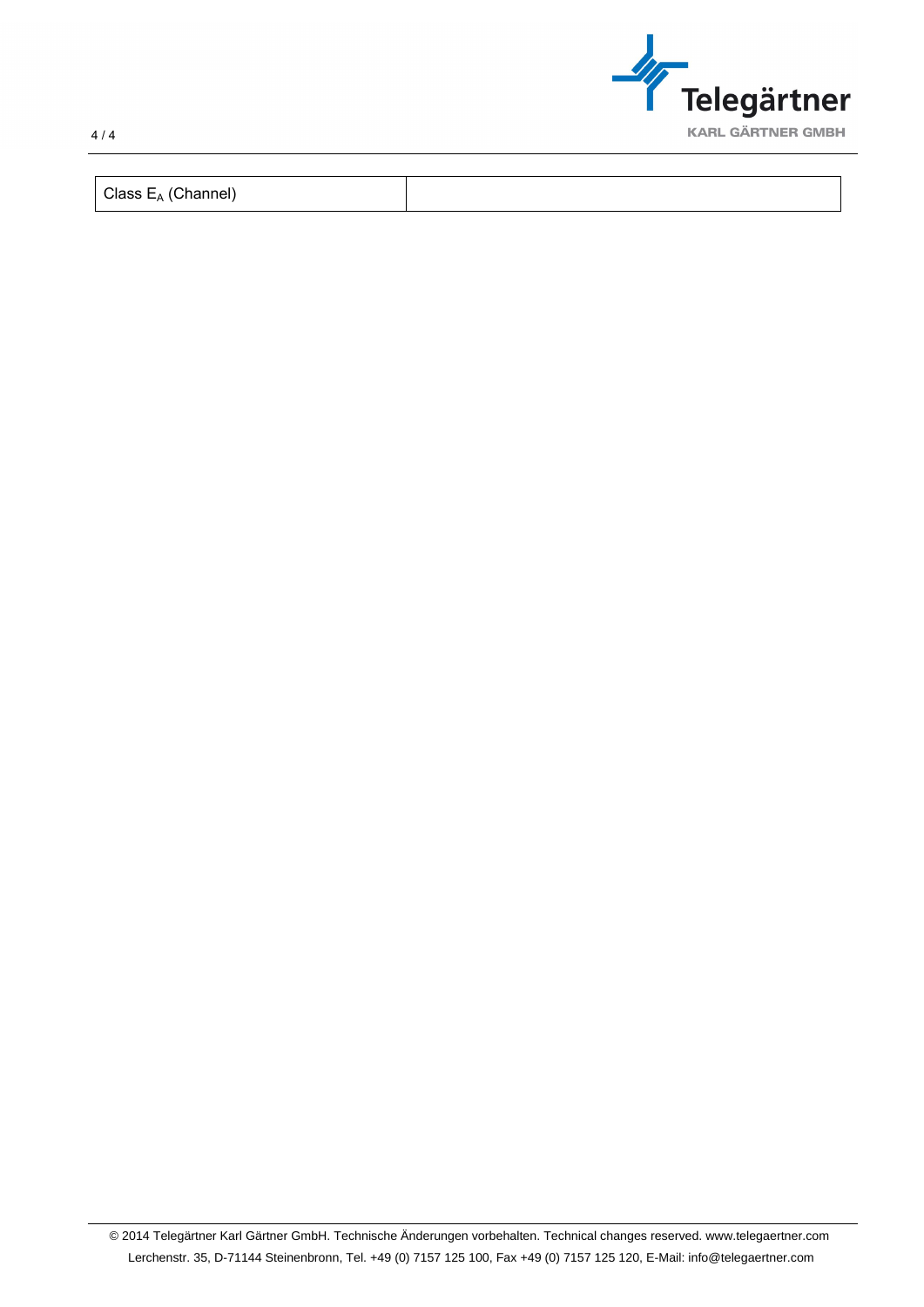| | |
|---|---|
| Class $E_A$ (Channel) | |